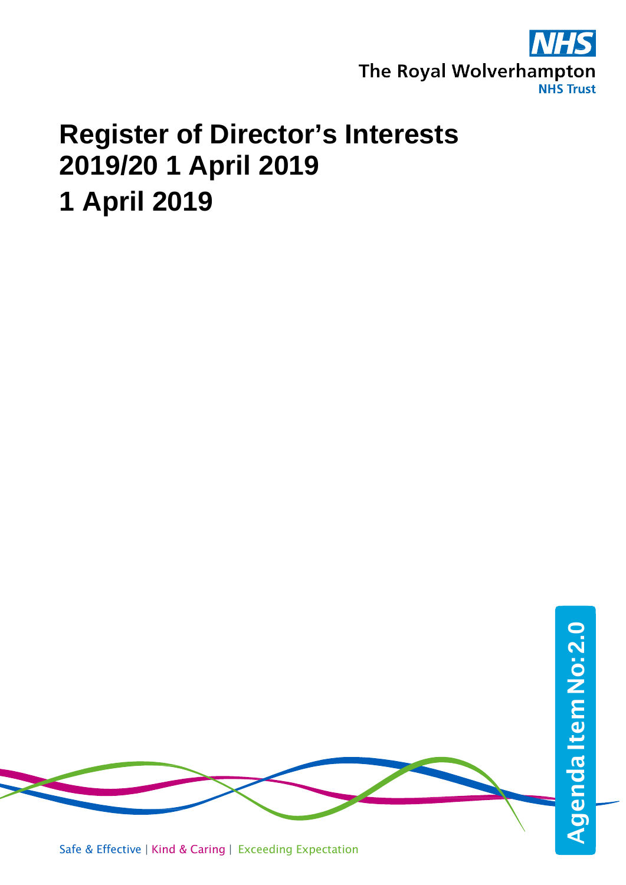NHS

The Royal Wolverhampton NHS Trust

# Register of Director's Interests 2019/20 1 April 2019

# 1 April 2019

Agenda Item No: 2.0

Safe & Effective | Kind & Caring | Exceeding Expectation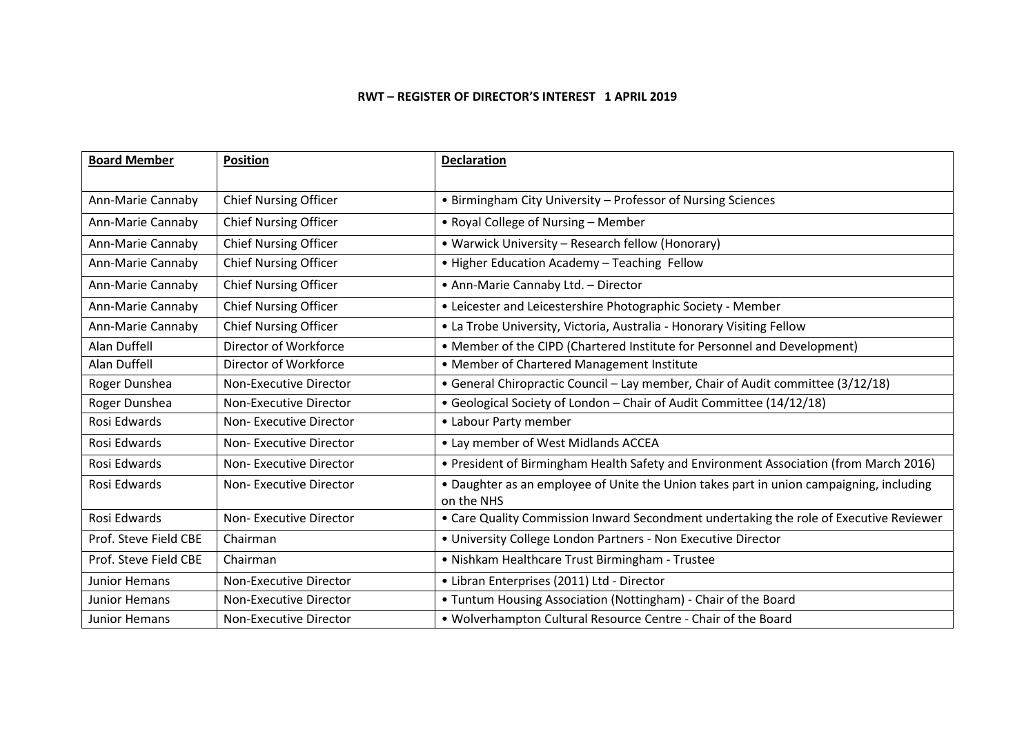**RWT – REGISTER OF DIRECTOR'S INTEREST 1 APRIL 2019**

| **Board Member** | **Position** | **Declaration** |
|---|---|---|
| Ann-Marie Cannaby | Chief Nursing Officer | • Birmingham City University – Professor of Nursing Sciences |
| Ann-Marie Cannaby | Chief Nursing Officer | • Royal College of Nursing – Member |
| Ann-Marie Cannaby | Chief Nursing Officer | • Warwick University – Research fellow (Honorary) |
| Ann-Marie Cannaby | Chief Nursing Officer | • Higher Education Academy – Teaching Fellow |
| Ann-Marie Cannaby | Chief Nursing Officer | • Ann-Marie Cannaby Ltd. – Director |
| Ann-Marie Cannaby | Chief Nursing Officer | • Leicester and Leicestershire Photographic Society - Member |
| Ann-Marie Cannaby | Chief Nursing Officer | • La Trobe University, Victoria, Australia - Honorary Visiting Fellow |
| Alan Duffell | Director of Workforce | • Member of the CIPD (Chartered Institute for Personnel and Development) |
| Alan Duffell | Director of Workforce | • Member of Chartered Management Institute |
| Roger Dunshea | Non-Executive Director | • General Chiropractic Council – Lay member, Chair of Audit committee (3/12/18) |
| Roger Dunshea | Non-Executive Director | • Geological Society of London – Chair of Audit Committee (14/12/18) |
| Rosi Edwards | Non- Executive Director | • Labour Party member |
| Rosi Edwards | Non- Executive Director | • Lay member of West Midlands ACCEA |
| Rosi Edwards | Non- Executive Director | • President of Birmingham Health Safety and Environment Association (from March 2016) |
| Rosi Edwards | Non- Executive Director | • Daughter as an employee of Unite the Union takes part in union campaigning, including on the NHS |
| Rosi Edwards | Non- Executive Director | • Care Quality Commission Inward Secondment undertaking the role of Executive Reviewer |
| Prof. Steve Field CBE | Chairman | • University College London Partners - Non Executive Director |
| Prof. Steve Field CBE | Chairman | • Nishkam Healthcare Trust Birmingham - Trustee |
| Junior Hemans | Non-Executive Director | • Libran Enterprises (2011) Ltd - Director |
| Junior Hemans | Non-Executive Director | • Tuntum Housing Association (Nottingham) - Chair of the Board |
| Junior Hemans | Non-Executive Director | • Wolverhampton Cultural Resource Centre - Chair of the Board |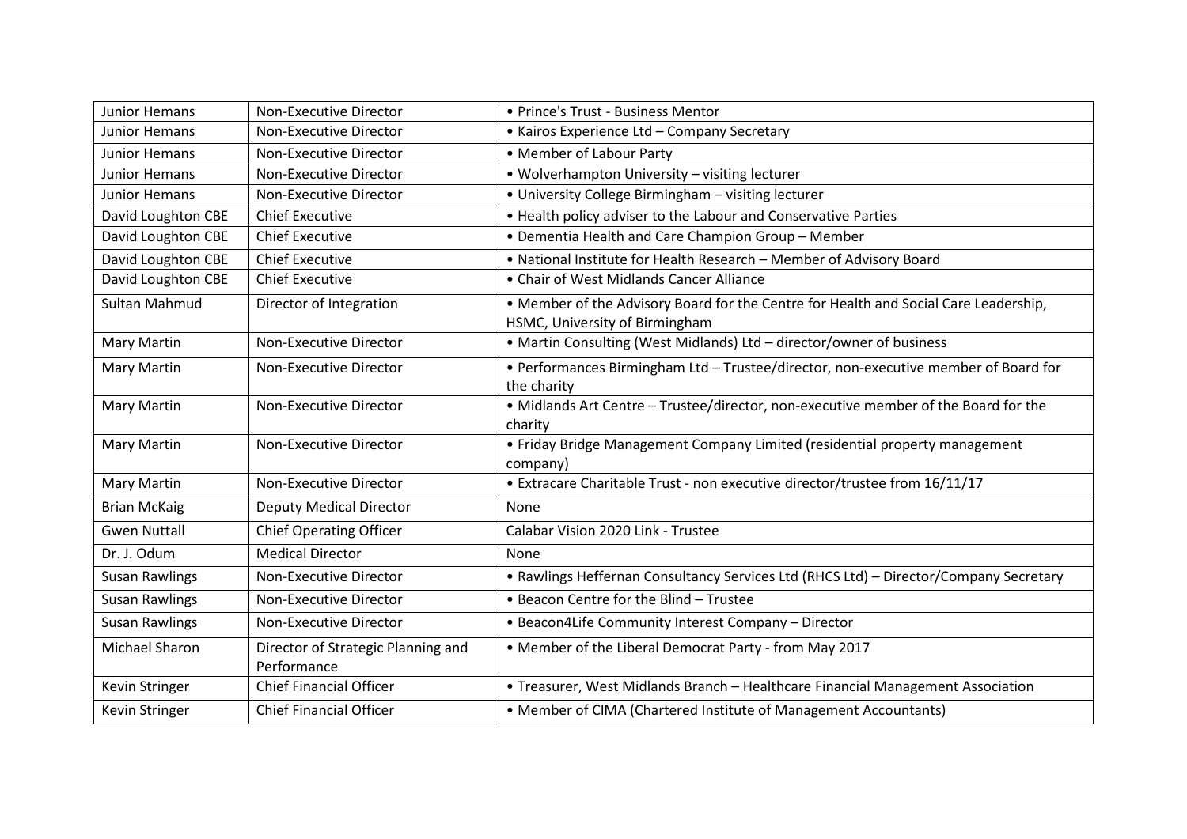| Junior Hemans | Non-Executive Director | • Prince's Trust - Business Mentor |
|---|---|---|
| Junior Hemans | Non-Executive Director | • Kairos Experience Ltd – Company Secretary |
| Junior Hemans | Non-Executive Director | • Member of Labour Party |
| Junior Hemans | Non-Executive Director | • Wolverhampton University – visiting lecturer |
| Junior Hemans | Non-Executive Director | • University College Birmingham – visiting lecturer |
| David Loughton CBE | Chief Executive | • Health policy adviser to the Labour and Conservative Parties |
| David Loughton CBE | Chief Executive | • Dementia Health and Care Champion Group – Member |
| David Loughton CBE | Chief Executive | • National Institute for Health Research – Member of Advisory Board |
| David Loughton CBE | Chief Executive | • Chair of West Midlands Cancer Alliance |
| Sultan Mahmud | Director of Integration | • Member of the Advisory Board for the Centre for Health and Social Care Leadership, HSMC, University of Birmingham |
| Mary Martin | Non-Executive Director | • Martin Consulting (West Midlands) Ltd – director/owner of business |
| Mary Martin | Non-Executive Director | • Performances Birmingham Ltd – Trustee/director, non-executive member of Board for the charity |
| Mary Martin | Non-Executive Director | • Midlands Art Centre – Trustee/director, non-executive member of the Board for the charity |
| Mary Martin | Non-Executive Director | • Friday Bridge Management Company Limited (residential property management company) |
| Mary Martin | Non-Executive Director | • Extracare Charitable Trust - non executive director/trustee from 16/11/17 |
| Brian McKaig | Deputy Medical Director | None |
| Gwen Nuttall | Chief Operating Officer | Calabar Vision 2020 Link - Trustee |
| Dr. J. Odum | Medical Director | None |
| Susan Rawlings | Non-Executive Director | • Rawlings Heffernan Consultancy Services Ltd (RHCS Ltd) – Director/Company Secretary |
| Susan Rawlings | Non-Executive Director | • Beacon Centre for the Blind – Trustee |
| Susan Rawlings | Non-Executive Director | • Beacon4Life Community Interest Company – Director |
| Michael Sharon | Director of Strategic Planning and Performance | • Member of the Liberal Democrat Party - from May 2017 |
| Kevin Stringer | Chief Financial Officer | • Treasurer, West Midlands Branch – Healthcare Financial Management Association |
| Kevin Stringer | Chief Financial Officer | • Member of CIMA (Chartered Institute of Management Accountants) |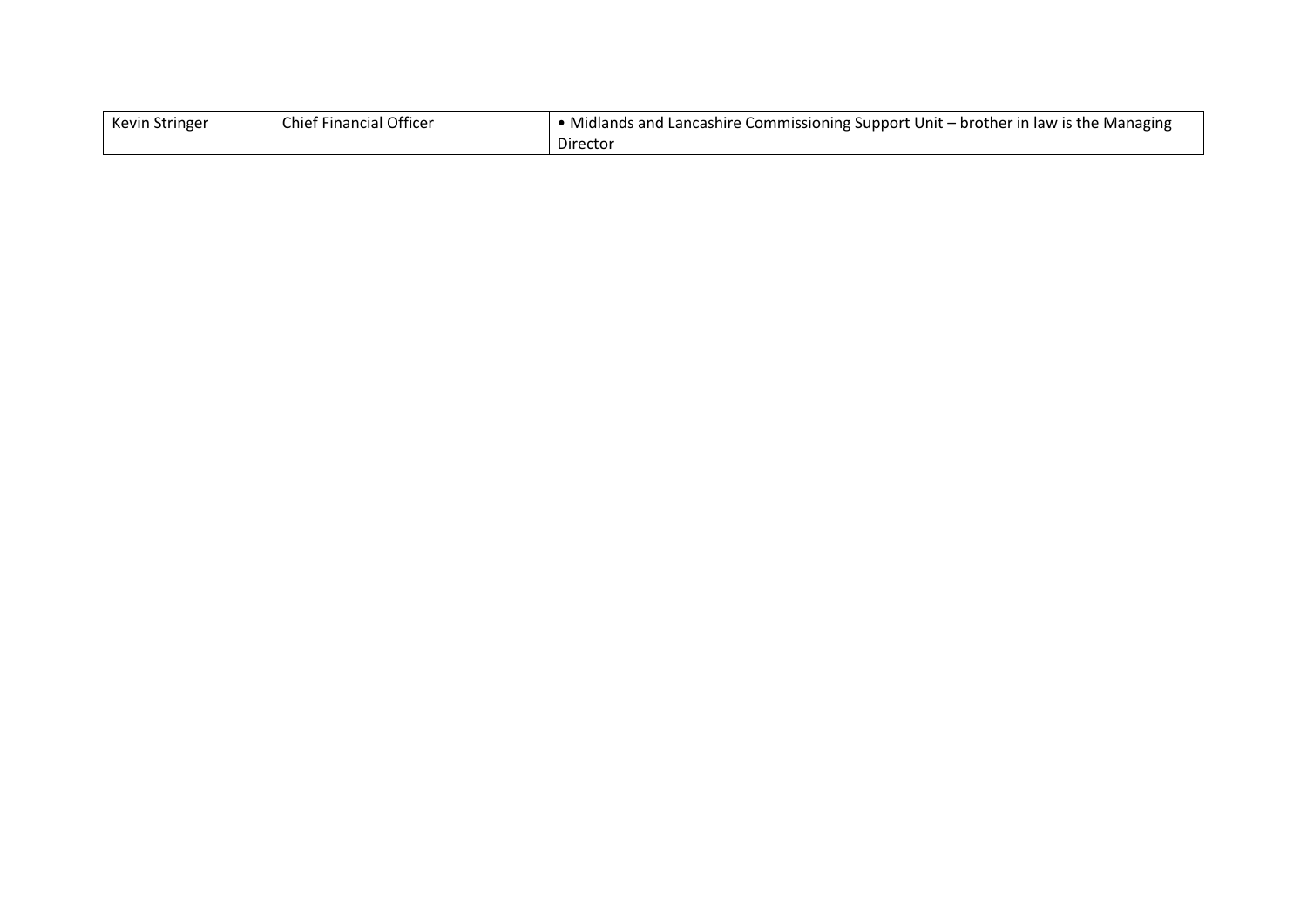| | | |
|---|---|---|
| Kevin Stringer | Chief Financial Officer | • Midlands and Lancashire Commissioning Support Unit – brother in law is the Managing Director |